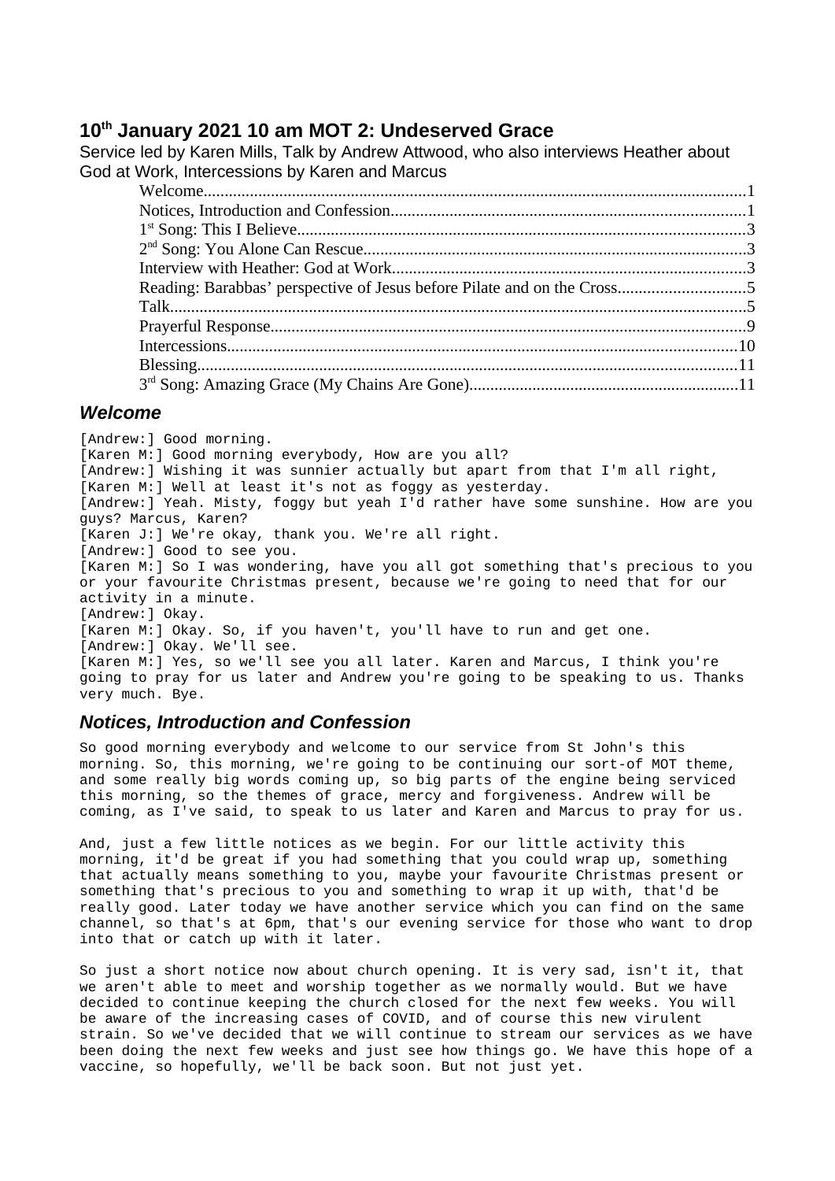## 10th January 2021 10 am MOT 2: Undeserved Grace

Service led by Karen Mills, Talk by Andrew Attwood, who also interviews Heather about God at Work, Intercessions by Karen and Marcus

- Welcome.....1
- Notices, Introduction and Confession.....1
- 1st Song: This I Believe.....3
- 2nd Song: You Alone Can Rescue.....3
- Interview with Heather: God at Work.....3
- Reading: Barabbas' perspective of Jesus before Pilate and on the Cross.....5
- Talk.....5
- Prayerful Response.....9
- Intercessions.....10
- Blessing.....11
- 3rd Song: Amazing Grace (My Chains Are Gone).....11

### *Welcome*

[Andrew:] Good morning.
[Karen M:] Good morning everybody, How are you all?
[Andrew:] Wishing it was sunnier actually but apart from that I'm all right,
[Karen M:] Well at least it's not as foggy as yesterday.
[Andrew:] Yeah. Misty, foggy but yeah I'd rather have some sunshine. How are you guys? Marcus, Karen?
[Karen J:] We're okay, thank you. We're all right.
[Andrew:] Good to see you.
[Karen M:] So I was wondering, have you all got something that's precious to you or your favourite Christmas present, because we're going to need that for our activity in a minute.
[Andrew:] Okay.
[Karen M:] Okay. So, if you haven't, you'll have to run and get one.
[Andrew:] Okay. We'll see.
[Karen M:] Yes, so we'll see you all later. Karen and Marcus, I think you're going to pray for us later and Andrew you're going to be speaking to us. Thanks very much. Bye.

### *Notices, Introduction and Confession*

So good morning everybody and welcome to our service from St John's this morning. So, this morning, we're going to be continuing our sort-of MOT theme, and some really big words coming up, so big parts of the engine being serviced this morning, so the themes of grace, mercy and forgiveness. Andrew will be coming, as I've said, to speak to us later and Karen and Marcus to pray for us.

And, just a few little notices as we begin. For our little activity this morning, it'd be great if you had something that you could wrap up, something that actually means something to you, maybe your favourite Christmas present or something that's precious to you and something to wrap it up with, that'd be really good. Later today we have another service which you can find on the same channel, so that's at 6pm, that's our evening service for those who want to drop into that or catch up with it later.

So just a short notice now about church opening. It is very sad, isn't it, that we aren't able to meet and worship together as we normally would. But we have decided to continue keeping the church closed for the next few weeks. You will be aware of the increasing cases of COVID, and of course this new virulent strain. So we've decided that we will continue to stream our services as we have been doing the next few weeks and just see how things go. We have this hope of a vaccine, so hopefully, we'll be back soon. But not just yet.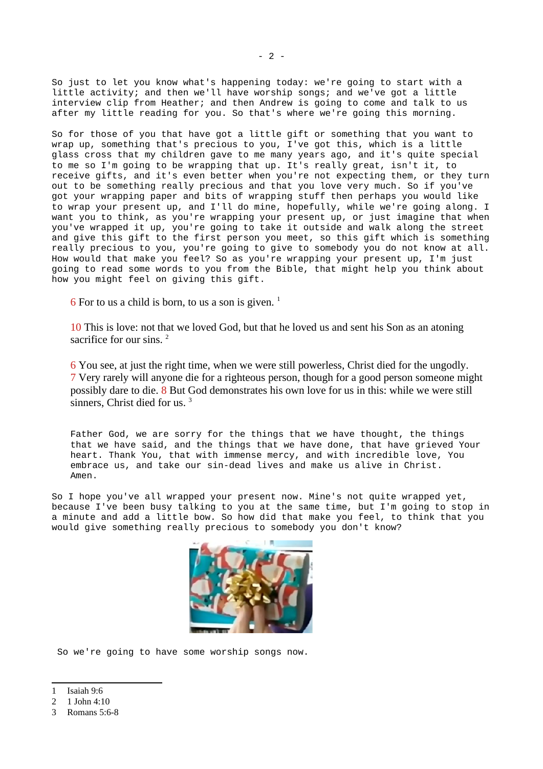So just to let you know what's happening today: we're going to start with a little activity; and then we'll have worship songs; and we've got a little interview clip from Heather; and then Andrew is going to come and talk to us after my little reading for you. So that's where we're going this morning.

So for those of you that have got a little gift or something that you want to wrap up, something that's precious to you, I've got this, which is a little glass cross that my children gave to me many years ago, and it's quite special to me so I'm going to be wrapping that up. It's really great, isn't it, to receive gifts, and it's even better when you're not expecting them, or they turn out to be something really precious and that you love very much. So if you've got your wrapping paper and bits of wrapping stuff then perhaps you would like to wrap your present up, and I'll do mine, hopefully, while we're going along. I want you to think, as you're wrapping your present up, or just imagine that when you've wrapped it up, you're going to take it outside and walk along the street and give this gift to the first person you meet, so this gift which is something really precious to you, you're going to give to somebody you do not know at all. How would that make you feel? So as you're wrapping your present up, I'm just going to read some words to you from the Bible, that might help you think about how you might feel on giving this gift.

> 6 For to us a child is born, to us a son is given. [1]

> 10 This is love: not that we loved God, but that he loved us and sent his Son as an atoning sacrifice for our sins. [2]

> 6 You see, at just the right time, when we were still powerless, Christ died for the ungodly. 7 Very rarely will anyone die for a righteous person, though for a good person someone might possibly dare to die. 8 But God demonstrates his own love for us in this: while we were still sinners, Christ died for us. [3]

> Father God, we are sorry for the things that we have thought, the things that we have said, and the things that we have done, that have grieved Your heart. Thank You, that with immense mercy, and with incredible love, You embrace us, and take our sin-dead lives and make us alive in Christ. Amen.

So I hope you've all wrapped your present now. Mine's not quite wrapped yet, because I've been busy talking to you at the same time, but I'm going to stop in a minute and add a little bow. So how did that make you feel, to think that you would give something really precious to somebody you don't know?

So we're going to have some worship songs now.

---

1 Isaiah 9:6
2 1 John 4:10
3 Romans 5:6-8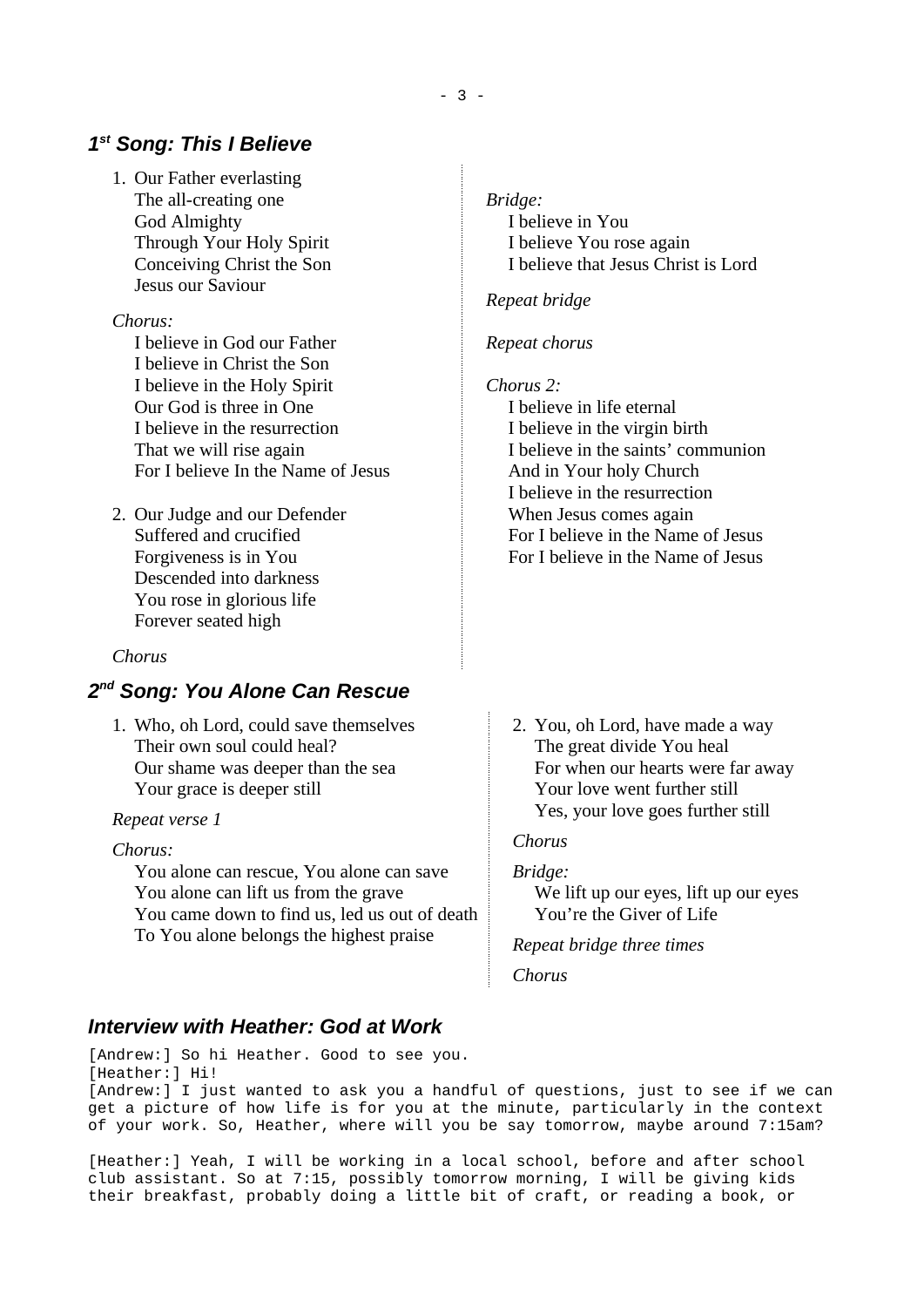## 1st Song: This I Believe

1. Our Father everlasting
   The all-creating one
   God Almighty
   Through Your Holy Spirit
   Conceiving Christ the Son
   Jesus our Saviour

*Chorus:*
   I believe in God our Father
   I believe in Christ the Son
   I believe in the Holy Spirit
   Our God is three in One
   I believe in the resurrection
   That we will rise again
   For I believe In the Name of Jesus

2. Our Judge and our Defender
   Suffered and crucified
   Forgiveness is in You
   Descended into darkness
   You rose in glorious life
   Forever seated high

*Chorus*

*Bridge:*
   I believe in You
   I believe You rose again
   I believe that Jesus Christ is Lord

*Repeat bridge*

*Repeat chorus*

*Chorus 2:*
   I believe in life eternal
   I believe in the virgin birth
   I believe in the saints' communion
   And in Your holy Church
   I believe in the resurrection
   When Jesus comes again
   For I believe in the Name of Jesus
   For I believe in the Name of Jesus

## 2nd Song: You Alone Can Rescue

1. Who, oh Lord, could save themselves
   Their own soul could heal?
   Our shame was deeper than the sea
   Your grace is deeper still

*Repeat verse 1*

*Chorus:*
   You alone can rescue, You alone can save
   You alone can lift us from the grave
   You came down to find us, led us out of death
   To You alone belongs the highest praise

2. You, oh Lord, have made a way
   The great divide You heal
   For when our hearts were far away
   Your love went further still
   Yes, your love goes further still

*Chorus*

*Bridge:*
   We lift up our eyes, lift up our eyes
   You're the Giver of Life

*Repeat bridge three times*

*Chorus*

## Interview with Heather: God at Work

[Andrew:] So hi Heather. Good to see you.
[Heather:] Hi!
[Andrew:] I just wanted to ask you a handful of questions, just to see if we can get a picture of how life is for you at the minute, particularly in the context of your work. So, Heather, where will you be say tomorrow, maybe around 7:15am?

[Heather:] Yeah, I will be working in a local school, before and after school club assistant. So at 7:15, possibly tomorrow morning, I will be giving kids their breakfast, probably doing a little bit of craft, or reading a book, or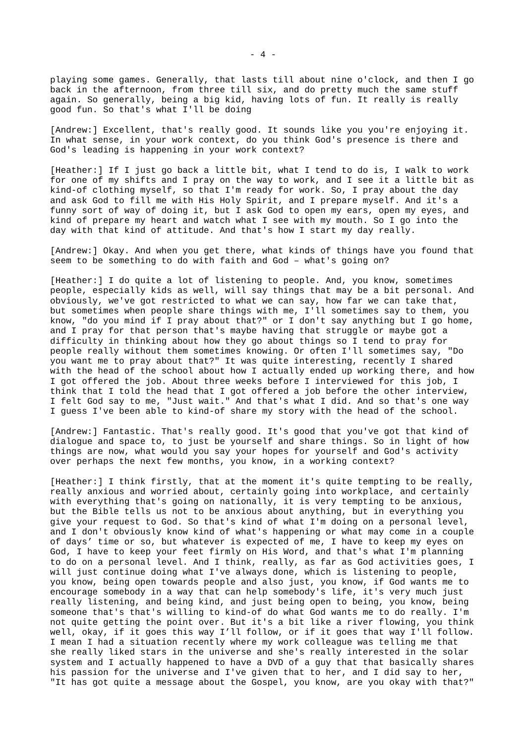playing some games. Generally, that lasts till about nine o'clock, and then I go back in the afternoon, from three till six, and do pretty much the same stuff again. So generally, being a big kid, having lots of fun. It really is really good fun. So that's what I'll be doing

[Andrew:] Excellent, that's really good. It sounds like you you're enjoying it. In what sense, in your work context, do you think God's presence is there and God's leading is happening in your work context?

[Heather:] If I just go back a little bit, what I tend to do is, I walk to work for one of my shifts and I pray on the way to work, and I see it a little bit as kind-of clothing myself, so that I'm ready for work. So, I pray about the day and ask God to fill me with His Holy Spirit, and I prepare myself. And it's a funny sort of way of doing it, but I ask God to open my ears, open my eyes, and kind of prepare my heart and watch what I see with my mouth. So I go into the day with that kind of attitude. And that's how I start my day really.

[Andrew:] Okay. And when you get there, what kinds of things have you found that seem to be something to do with faith and God – what's going on?

[Heather:] I do quite a lot of listening to people. And, you know, sometimes people, especially kids as well, will say things that may be a bit personal. And obviously, we've got restricted to what we can say, how far we can take that, but sometimes when people share things with me, I'll sometimes say to them, you know, "do you mind if I pray about that?" or I don't say anything but I go home, and I pray for that person that's maybe having that struggle or maybe got a difficulty in thinking about how they go about things so I tend to pray for people really without them sometimes knowing. Or often I'll sometimes say, "Do you want me to pray about that?" It was quite interesting, recently I shared with the head of the school about how I actually ended up working there, and how I got offered the job. About three weeks before I interviewed for this job, I think that I told the head that I got offered a job before the other interview, I felt God say to me, "Just wait." And that's what I did. And so that's one way I guess I've been able to kind-of share my story with the head of the school.

[Andrew:] Fantastic. That's really good. It's good that you've got that kind of dialogue and space to, to just be yourself and share things. So in light of how things are now, what would you say your hopes for yourself and God's activity over perhaps the next few months, you know, in a working context?

[Heather:] I think firstly, that at the moment it's quite tempting to be really, really anxious and worried about, certainly going into workplace, and certainly with everything that's going on nationally, it is very tempting to be anxious, but the Bible tells us not to be anxious about anything, but in everything you give your request to God. So that's kind of what I'm doing on a personal level, and I don't obviously know kind of what's happening or what may come in a couple of days' time or so, but whatever is expected of me, I have to keep my eyes on God, I have to keep your feet firmly on His Word, and that's what I'm planning to do on a personal level. And I think, really, as far as God activities goes, I will just continue doing what I've always done, which is listening to people, you know, being open towards people and also just, you know, if God wants me to encourage somebody in a way that can help somebody's life, it's very much just really listening, and being kind, and just being open to being, you know, being someone that's that's willing to kind-of do what God wants me to do really. I'm not quite getting the point over. But it's a bit like a river flowing, you think well, okay, if it goes this way I'll follow, or if it goes that way I'll follow. I mean I had a situation recently where my work colleague was telling me that she really liked stars in the universe and she's really interested in the solar system and I actually happened to have a DVD of a guy that that basically shares his passion for the universe and I've given that to her, and I did say to her, "It has got quite a message about the Gospel, you know, are you okay with that?"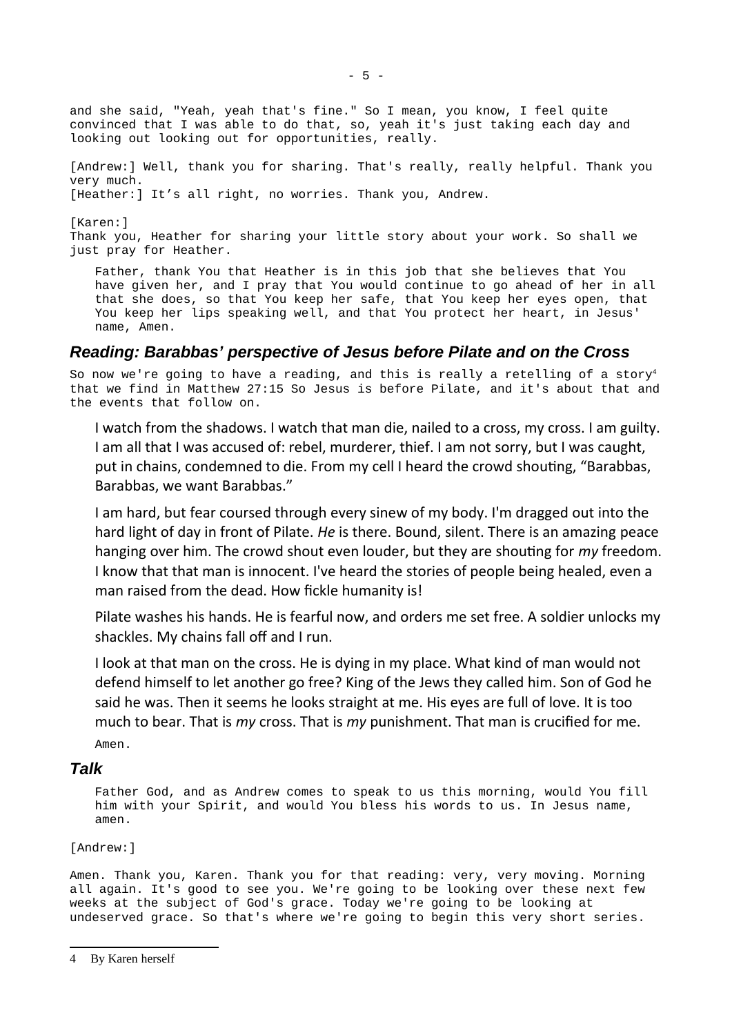and she said, "Yeah, yeah that's fine." So I mean, you know, I feel quite convinced that I was able to do that, so, yeah it's just taking each day and looking out looking out for opportunities, really.

[Andrew:] Well, thank you for sharing. That's really, really helpful. Thank you very much.
[Heather:] It's all right, no worries. Thank you, Andrew.

[Karen:]
Thank you, Heather for sharing your little story about your work. So shall we just pray for Heather.

> Father, thank You that Heather is in this job that she believes that You have given her, and I pray that You would continue to go ahead of her in all that she does, so that You keep her safe, that You keep her eyes open, that You keep her lips speaking well, and that You protect her heart, in Jesus' name, Amen.

## Reading: Barabbas' perspective of Jesus before Pilate and on the Cross

So now we're going to have a reading, and this is really a retelling of a story[4] that we find in Matthew 27:15 So Jesus is before Pilate, and it's about that and the events that follow on.

> I watch from the shadows. I watch that man die, nailed to a cross, my cross. I am guilty. I am all that I was accused of: rebel, murderer, thief. I am not sorry, but I was caught, put in chains, condemned to die. From my cell I heard the crowd shouting, "Barabbas, Barabbas, we want Barabbas."
>
> I am hard, but fear coursed through every sinew of my body. I'm dragged out into the hard light of day in front of Pilate. *He* is there. Bound, silent. There is an amazing peace hanging over him. The crowd shout even louder, but they are shouting for *my* freedom. I know that that man is innocent. I've heard the stories of people being healed, even a man raised from the dead. How fickle humanity is!
>
> Pilate washes his hands. He is fearful now, and orders me set free. A soldier unlocks my shackles. My chains fall off and I run.
>
> I look at that man on the cross. He is dying in my place. What kind of man would not defend himself to let another go free? King of the Jews they called him. Son of God he said he was. Then it seems he looks straight at me. His eyes are full of love. It is too much to bear. That is *my* cross. That is *my* punishment. That man is crucified for me.
>
> Amen.

## Talk

> Father God, and as Andrew comes to speak to us this morning, would You fill him with your Spirit, and would You bless his words to us. In Jesus name, amen.

[Andrew:]

Amen. Thank you, Karen. Thank you for that reading: very, very moving. Morning all again. It's good to see you. We're going to be looking over these next few weeks at the subject of God's grace. Today we're going to be looking at undeserved grace. So that's where we're going to begin this very short series.

---

4 By Karen herself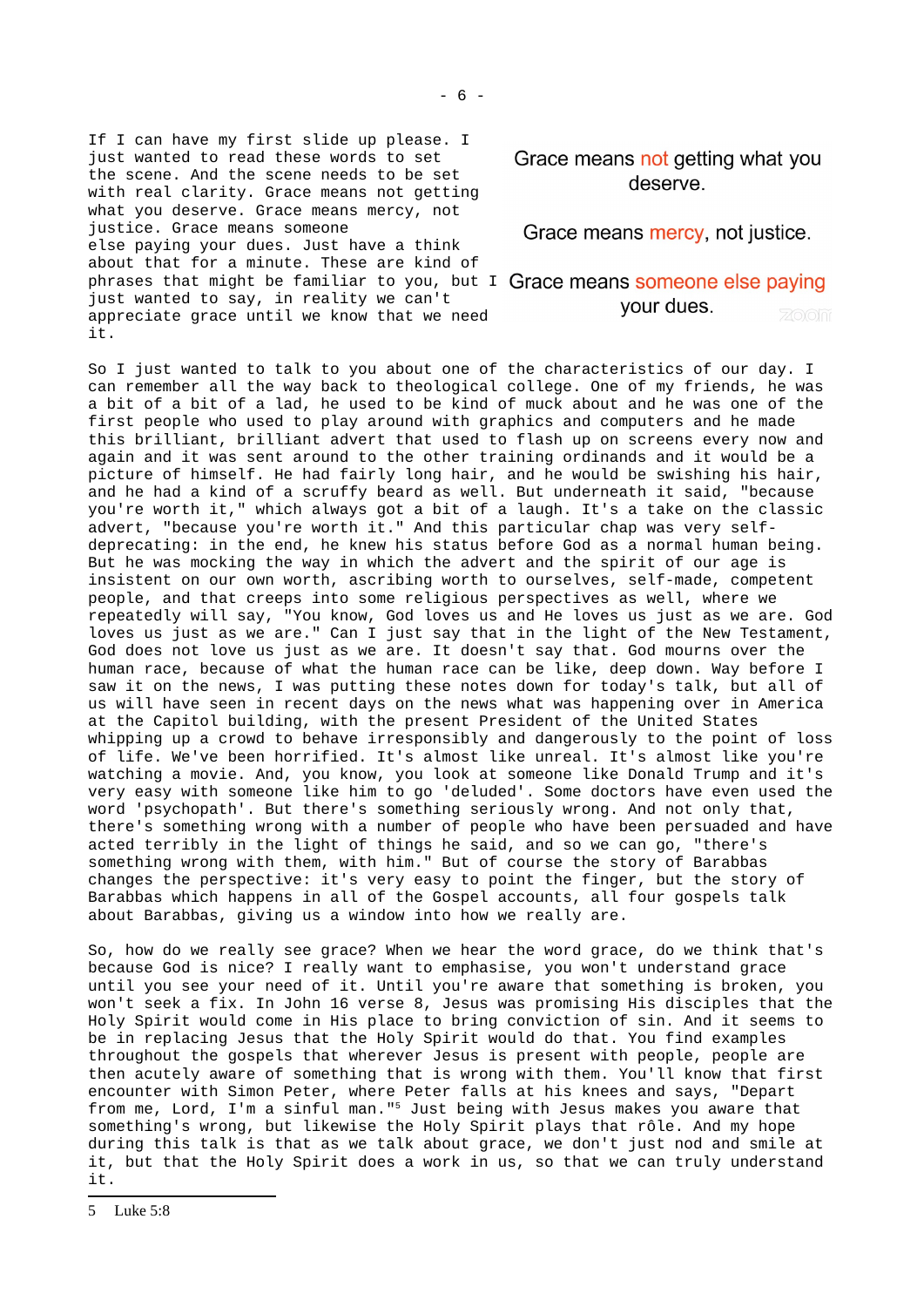If I can have my first slide up please. I just wanted to read these words to set the scene. And the scene needs to be set with real clarity. Grace means not getting what you deserve. Grace means mercy, not justice. Grace means someone else paying your dues. Just have a think about that for a minute. These are kind of phrases that might be familiar to you, but I just wanted to say, in reality we can't appreciate grace until we know that we need it.

Grace means not getting what you deserve.

Grace means mercy, not justice.

Grace means someone else paying your dues.

So I just wanted to talk to you about one of the characteristics of our day. I can remember all the way back to theological college. One of my friends, he was a bit of a bit of a lad, he used to be kind of muck about and he was one of the first people who used to play around with graphics and computers and he made this brilliant, brilliant advert that used to flash up on screens every now and again and it was sent around to the other training ordinands and it would be a picture of himself. He had fairly long hair, and he would be swishing his hair, and he had a kind of a scruffy beard as well. But underneath it said, "because you're worth it," which always got a bit of a laugh. It's a take on the classic advert, "because you're worth it." And this particular chap was very self-deprecating: in the end, he knew his status before God as a normal human being. But he was mocking the way in which the advert and the spirit of our age is insistent on our own worth, ascribing worth to ourselves, self-made, competent people, and that creeps into some religious perspectives as well, where we repeatedly will say, "You know, God loves us and He loves us just as we are. God loves us just as we are." Can I just say that in the light of the New Testament, God does not love us just as we are. It doesn't say that. God mourns over the human race, because of what the human race can be like, deep down. Way before I saw it on the news, I was putting these notes down for today's talk, but all of us will have seen in recent days on the news what was happening over in America at the Capitol building, with the present President of the United States whipping up a crowd to behave irresponsibly and dangerously to the point of loss of life. We've been horrified. It's almost like unreal. It's almost like you're watching a movie. And, you know, you look at someone like Donald Trump and it's very easy with someone like him to go 'deluded'. Some doctors have even used the word 'psychopath'. But there's something seriously wrong. And not only that, there's something wrong with a number of people who have been persuaded and have acted terribly in the light of things he said, and so we can go, "there's something wrong with them, with him." But of course the story of Barabbas changes the perspective: it's very easy to point the finger, but the story of Barabbas which happens in all of the Gospel accounts, all four gospels talk about Barabbas, giving us a window into how we really are.

So, how do we really see grace? When we hear the word grace, do we think that's because God is nice? I really want to emphasise, you won't understand grace until you see your need of it. Until you're aware that something is broken, you won't seek a fix. In John 16 verse 8, Jesus was promising His disciples that the Holy Spirit would come in His place to bring conviction of sin. And it seems to be in replacing Jesus that the Holy Spirit would do that. You find examples throughout the gospels that wherever Jesus is present with people, people are then acutely aware of something that is wrong with them. You'll know that first encounter with Simon Peter, where Peter falls at his knees and says, "Depart from me, Lord, I'm a sinful man."[5] Just being with Jesus makes you aware that something's wrong, but likewise the Holy Spirit plays that rôle. And my hope during this talk is that as we talk about grace, we don't just nod and smile at it, but that the Holy Spirit does a work in us, so that we can truly understand it.

5 Luke 5:8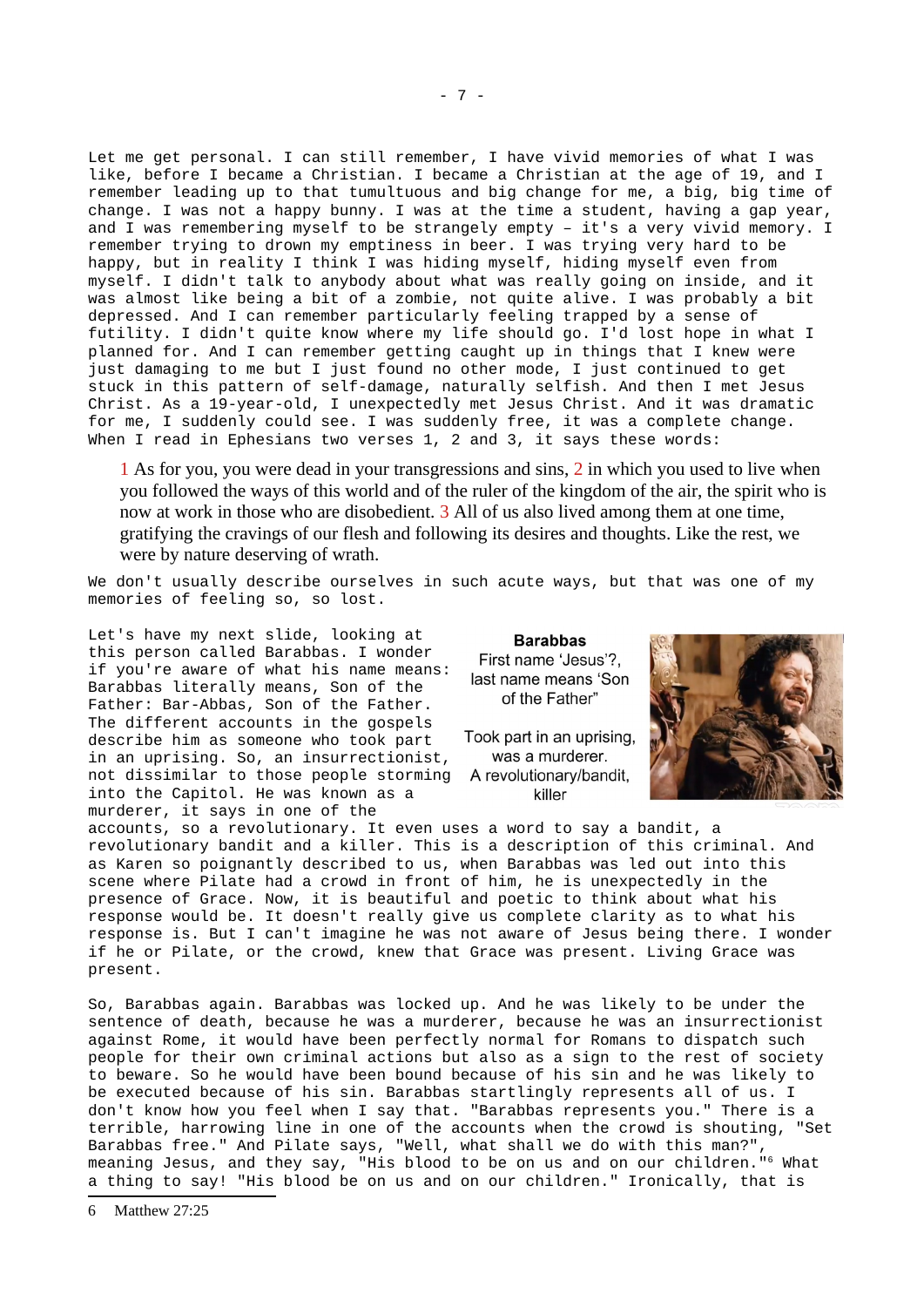Let me get personal. I can still remember, I have vivid memories of what I was like, before I became a Christian. I became a Christian at the age of 19, and I remember leading up to that tumultuous and big change for me, a big, big time of change. I was not a happy bunny. I was at the time a student, having a gap year, and I was remembering myself to be strangely empty – it's a very vivid memory. I remember trying to drown my emptiness in beer. I was trying very hard to be happy, but in reality I think I was hiding myself, hiding myself even from myself. I didn't talk to anybody about what was really going on inside, and it was almost like being a bit of a zombie, not quite alive. I was probably a bit depressed. And I can remember particularly feeling trapped by a sense of futility. I didn't quite know where my life should go. I'd lost hope in what I planned for. And I can remember getting caught up in things that I knew were just damaging to me but I just found no other mode, I just continued to get stuck in this pattern of self-damage, naturally selfish. And then I met Jesus Christ. As a 19-year-old, I unexpectedly met Jesus Christ. And it was dramatic for me, I suddenly could see. I was suddenly free, it was a complete change. When I read in Ephesians two verses 1, 2 and 3, it says these words:

> 1 As for you, you were dead in your transgressions and sins, 2 in which you used to live when you followed the ways of this world and of the ruler of the kingdom of the air, the spirit who is now at work in those who are disobedient. 3 All of us also lived among them at one time, gratifying the cravings of our flesh and following its desires and thoughts. Like the rest, we were by nature deserving of wrath.

We don't usually describe ourselves in such acute ways, but that was one of my memories of feeling so, so lost.

**Barabbas**

First name 'Jesus'?, last name means 'Son of the Father"

Took part in an uprising, was a murderer. A revolutionary/bandit, killer

Let's have my next slide, looking at this person called Barabbas. I wonder if you're aware of what his name means: Barabbas literally means, Son of the Father: Bar-Abbas, Son of the Father. The different accounts in the gospels describe him as someone who took part in an uprising. So, an insurrectionist, not dissimilar to those people storming into the Capitol. He was known as a murderer, it says in one of the accounts, so a revolutionary. It even uses a word to say a bandit, a revolutionary bandit and a killer. This is a description of this criminal. And as Karen so poignantly described to us, when Barabbas was led out into this scene where Pilate had a crowd in front of him, he is unexpectedly in the presence of Grace. Now, it is beautiful and poetic to think about what his response would be. It doesn't really give us complete clarity as to what his response is. But I can't imagine he was not aware of Jesus being there. I wonder if he or Pilate, or the crowd, knew that Grace was present. Living Grace was present.

So, Barabbas again. Barabbas was locked up. And he was likely to be under the sentence of death, because he was a murderer, because he was an insurrectionist against Rome, it would have been perfectly normal for Romans to dispatch such people for their own criminal actions but also as a sign to the rest of society to beware. So he would have been bound because of his sin and he was likely to be executed because of his sin. Barabbas startlingly represents all of us. I don't know how you feel when I say that. "Barabbas represents you." There is a terrible, harrowing line in one of the accounts when the crowd is shouting, "Set Barabbas free." And Pilate says, "Well, what shall we do with this man?", meaning Jesus, and they say, "His blood to be on us and on our children."[6] What a thing to say! "His blood be on us and on our children." Ironically, that is

---

6 Matthew 27:25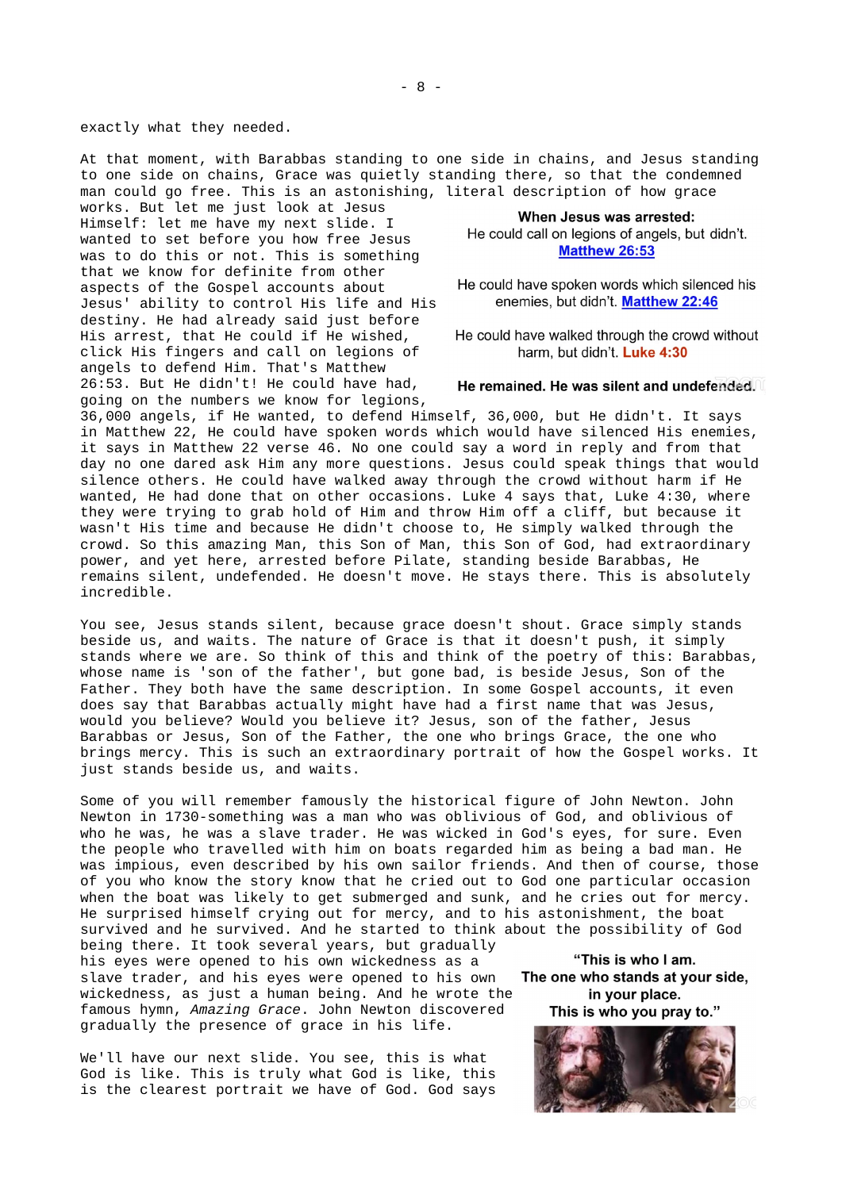exactly what they needed.

At that moment, with Barabbas standing to one side in chains, and Jesus standing to one side on chains, Grace was quietly standing there, so that the condemned man could go free. This is an astonishing, literal description of how grace works. But let me just look at Jesus Himself: let me have my next slide. I wanted to set before you how free Jesus was to do this or not. This is something that we know for definite from other aspects of the Gospel accounts about Jesus' ability to control His life and His destiny. He had already said just before His arrest, that He could if He wished, click His fingers and call on legions of angels to defend Him. That's Matthew 26:53. But He didn't! He could have had, going on the numbers we know for legions, 36,000 angels, if He wanted, to defend Himself, 36,000, but He didn't. It says in Matthew 22, He could have spoken words which would have silenced His enemies, it says in Matthew 22 verse 46. No one could say a word in reply and from that day no one dared ask Him any more questions. Jesus could speak things that would silence others. He could have walked away through the crowd without harm if He wanted, He had done that on other occasions. Luke 4 says that, Luke 4:30, where they were trying to grab hold of Him and throw Him off a cliff, but because it wasn't His time and because He didn't choose to, He simply walked through the crowd. So this amazing Man, this Son of Man, this Son of God, had extraordinary power, and yet here, arrested before Pilate, standing beside Barabbas, He remains silent, undefended. He doesn't move. He stays there. This is absolutely incredible.

**When Jesus was arrested:**

He could call on legions of angels, but didn't. [Matthew 26:53]

He could have spoken words which silenced his enemies, but didn't. [Matthew 22:46]

He could have walked through the crowd without harm, but didn't. **Luke 4:30**

**He remained. He was silent and undefended.**

You see, Jesus stands silent, because grace doesn't shout. Grace simply stands beside us, and waits. The nature of Grace is that it doesn't push, it simply stands where we are. So think of this and think of the poetry of this: Barabbas, whose name is 'son of the father', but gone bad, is beside Jesus, Son of the Father. They both have the same description. In some Gospel accounts, it even does say that Barabbas actually might have had a first name that was Jesus, would you believe? Would you believe it? Jesus, son of the father, Jesus Barabbas or Jesus, Son of the Father, the one who brings Grace, the one who brings mercy. This is such an extraordinary portrait of how the Gospel works. It just stands beside us, and waits.

Some of you will remember famously the historical figure of John Newton. John Newton in 1730-something was a man who was oblivious of God, and oblivious of who he was, he was a slave trader. He was wicked in God's eyes, for sure. Even the people who travelled with him on boats regarded him as being a bad man. He was impious, even described by his own sailor friends. And then of course, those of you who know the story know that he cried out to God one particular occasion when the boat was likely to get submerged and sunk, and he cries out for mercy. He surprised himself crying out for mercy, and to his astonishment, the boat survived and he survived. And he started to think about the possibility of God being there. It took several years, but gradually his eyes were opened to his own wickedness as a slave trader, and his eyes were opened to his own wickedness, as just a human being. And he wrote the famous hymn, *Amazing Grace*. John Newton discovered gradually the presence of grace in his life.

**"This is who I am.
The one who stands at your side,
in your place.
This is who you pray to."**

We'll have our next slide. You see, this is what God is like. This is truly what God is like, this is the clearest portrait we have of God. God says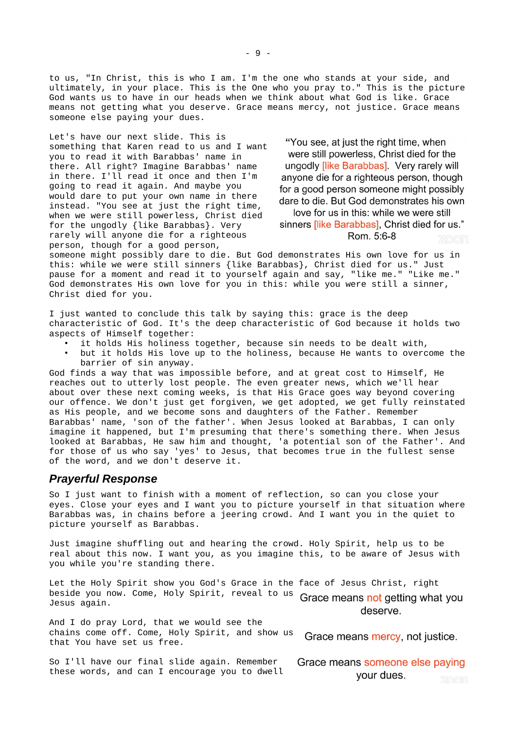to us, "In Christ, this is who I am. I'm the one who stands at your side, and ultimately, in your place. This is the One who you pray to." This is the picture God wants us to have in our heads when we think about what God is like. Grace means not getting what you deserve. Grace means mercy, not justice. Grace means someone else paying your dues.

Let's have our next slide. This is something that Karen read to us and I want you to read it with Barabbas' name in there. All right? Imagine Barabbas' name in there. I'll read it once and then I'm going to read it again. And maybe you would dare to put your own name in there instead. "You see at just the right time, when we were still powerless, Christ died for the ungodly {like Barabbas}. Very rarely will anyone die for a righteous person, though for a good person, someone might possibly dare to die. But God demonstrates His own love for us in this: while we were still sinners {like Barabbas}, Christ died for us." Just pause for a moment and read it to yourself again and say, "like me." "like me." God demonstrates His own love for you in this: while you were still a sinner, Christ died for you.

> "You see, at just the right time, when were still powerless, Christ died for the ungodly [like Barabbas]. Very rarely will anyone die for a righteous person, though for a good person someone might possibly dare to die. But God demonstrates his own love for us in this: while we were still sinners [like Barabbas], Christ died for us."
> Rom. 5:6-8

I just wanted to conclude this talk by saying this: grace is the deep characteristic of God. It's the deep characteristic of God because it holds two aspects of Himself together:

- it holds His holiness together, because sin needs to be dealt with,
- but it holds His love up to the holiness, because He wants to overcome the barrier of sin anyway.

God finds a way that was impossible before, and at great cost to Himself, He reaches out to utterly lost people. The even greater news, which we'll hear about over these next coming weeks, is that His Grace goes way beyond covering our offence. We don't just get forgiven, we get adopted, we get fully reinstated as His people, and we become sons and daughters of the Father. Remember Barabbas' name, 'son of the father'. When Jesus looked at Barabbas, I can only imagine it happened, but I'm presuming that there's something there. When Jesus looked at Barabbas, He saw him and thought, 'a potential son of the Father'. And for those of us who say 'yes' to Jesus, that becomes true in the fullest sense of the word, and we don't deserve it.

## *Prayerful Response*

So I just want to finish with a moment of reflection, so can you close your eyes. Close your eyes and I want you to picture yourself in that situation where Barabbas was, in chains before a jeering crowd. And I want you in the quiet to picture yourself as Barabbas.

Just imagine shuffling out and hearing the crowd. Holy Spirit, help us to be real about this now. I want you, as you imagine this, to be aware of Jesus with you while you're standing there.

Let the Holy Spirit show you God's Grace in the face of Jesus Christ, right beside you now. Come, Holy Spirit, reveal to us Jesus again.

And I do pray Lord, that we would see the chains come off. Come, Holy Spirit, and show us that You have set us free.

So I'll have our final slide again. Remember these words, and can I encourage you to dwell

> Grace means not getting what you deserve.
>
> Grace means mercy, not justice.
>
> Grace means someone else paying your dues.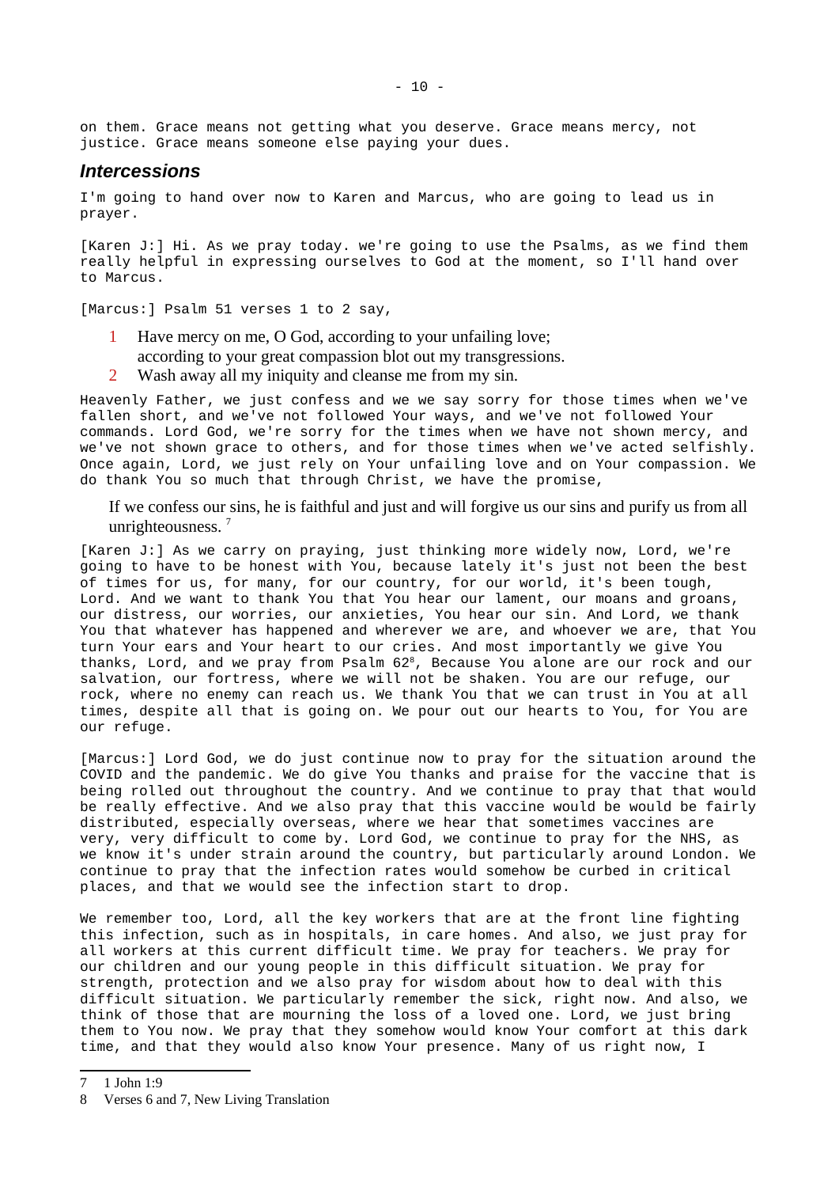on them. Grace means not getting what you deserve. Grace means mercy, not justice. Grace means someone else paying your dues.

## *Intercessions*

I'm going to hand over now to Karen and Marcus, who are going to lead us in prayer.

[Karen J:] Hi. As we pray today. we're going to use the Psalms, as we find them really helpful in expressing ourselves to God at the moment, so I'll hand over to Marcus.

[Marcus:] Psalm 51 verses 1 to 2 say,

> 1 Have mercy on me, O God, according to your unfailing love;
> according to your great compassion blot out my transgressions.
> 2 Wash away all my iniquity and cleanse me from my sin.

Heavenly Father, we just confess and we we say sorry for those times when we've fallen short, and we've not followed Your ways, and we've not followed Your commands. Lord God, we're sorry for the times when we have not shown mercy, and we've not shown grace to others, and for those times when we've acted selfishly. Once again, Lord, we just rely on Your unfailing love and on Your compassion. We do thank You so much that through Christ, we have the promise,

> If we confess our sins, he is faithful and just and will forgive us our sins and purify us from all unrighteousness. [7]

[Karen J:] As we carry on praying, just thinking more widely now, Lord, we're going to have to be honest with You, because lately it's just not been the best of times for us, for many, for our country, for our world, it's been tough, Lord. And we want to thank You that You hear our lament, our moans and groans, our distress, our worries, our anxieties, You hear our sin. And Lord, we thank You that whatever has happened and wherever we are, and whoever we are, that You turn Your ears and Your heart to our cries. And most importantly we give You thanks, Lord, and we pray from Psalm 62[8], Because You alone are our rock and our salvation, our fortress, where we will not be shaken. You are our refuge, our rock, where no enemy can reach us. We thank You that we can trust in You at all times, despite all that is going on. We pour out our hearts to You, for You are our refuge.

[Marcus:] Lord God, we do just continue now to pray for the situation around the COVID and the pandemic. We do give You thanks and praise for the vaccine that is being rolled out throughout the country. And we continue to pray that that would be really effective. And we also pray that this vaccine would be would be fairly distributed, especially overseas, where we hear that sometimes vaccines are very, very difficult to come by. Lord God, we continue to pray for the NHS, as we know it's under strain around the country, but particularly around London. We continue to pray that the infection rates would somehow be curbed in critical places, and that we would see the infection start to drop.

We remember too, Lord, all the key workers that are at the front line fighting this infection, such as in hospitals, in care homes. And also, we just pray for all workers at this current difficult time. We pray for teachers. We pray for our children and our young people in this difficult situation. We pray for strength, protection and we also pray for wisdom about how to deal with this difficult situation. We particularly remember the sick, right now. And also, we think of those that are mourning the loss of a loved one. Lord, we just bring them to You now. We pray that they somehow would know Your comfort at this dark time, and that they would also know Your presence. Many of us right now, I

---

7 1 John 1:9

8 Verses 6 and 7, New Living Translation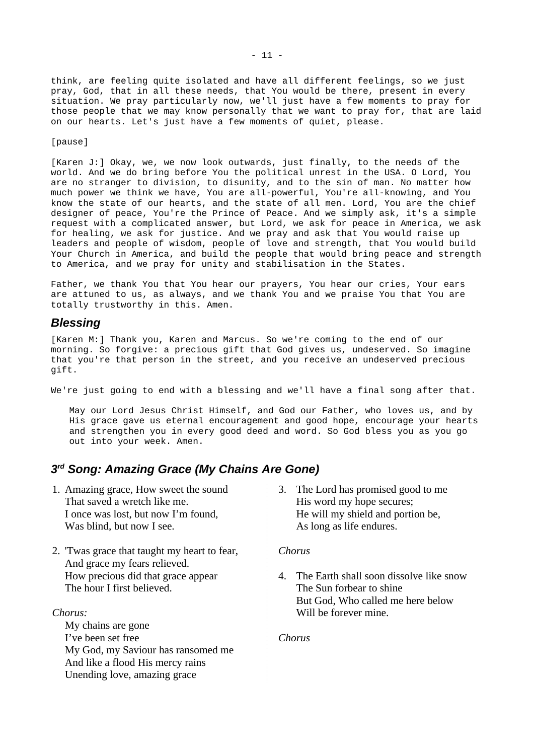think, are feeling quite isolated and have all different feelings, so we just pray, God, that in all these needs, that You would be there, present in every situation. We pray particularly now, we'll just have a few moments to pray for those people that we may know personally that we want to pray for, that are laid on our hearts. Let's just have a few moments of quiet, please.

[pause]

[Karen J:] Okay, we, we now look outwards, just finally, to the needs of the world. And we do bring before You the political unrest in the USA. O Lord, You are no stranger to division, to disunity, and to the sin of man. No matter how much power we think we have, You are all-powerful, You're all-knowing, and You know the state of our hearts, and the state of all men. Lord, You are the chief designer of peace, You're the Prince of Peace. And we simply ask, it's a simple request with a complicated answer, but Lord, we ask for peace in America, we ask for healing, we ask for justice. And we pray and ask that You would raise up leaders and people of wisdom, people of love and strength, that You would build Your Church in America, and build the people that would bring peace and strength to America, and we pray for unity and stabilisation in the States.

Father, we thank You that You hear our prayers, You hear our cries, Your ears are attuned to us, as always, and we thank You and we praise You that You are totally trustworthy in this. Amen.

## *Blessing*

[Karen M:] Thank you, Karen and Marcus. So we're coming to the end of our morning. So forgive: a precious gift that God gives us, undeserved. So imagine that you're that person in the street, and you receive an undeserved precious gift.

We're just going to end with a blessing and we'll have a final song after that.

> May our Lord Jesus Christ Himself, and God our Father, who loves us, and by His grace gave us eternal encouragement and good hope, encourage your hearts and strengthen you in every good deed and word. So God bless you as you go out into your week. Amen.

## *3rd Song: Amazing Grace (My Chains Are Gone)*

1. Amazing grace, How sweet the sound
   That saved a wretch like me.
   I once was lost, but now I'm found,
   Was blind, but now I see.

2. 'Twas grace that taught my heart to fear,
   And grace my fears relieved.
   How precious did that grace appear
   The hour I first believed.

*Chorus:*

My chains are gone
I've been set free
My God, my Saviour has ransomed me
And like a flood His mercy rains
Unending love, amazing grace

3. The Lord has promised good to me
   His word my hope secures;
   He will my shield and portion be,
   As long as life endures.

*Chorus*

4. The Earth shall soon dissolve like snow
   The Sun forbear to shine
   But God, Who called me here below
   Will be forever mine.

*Chorus*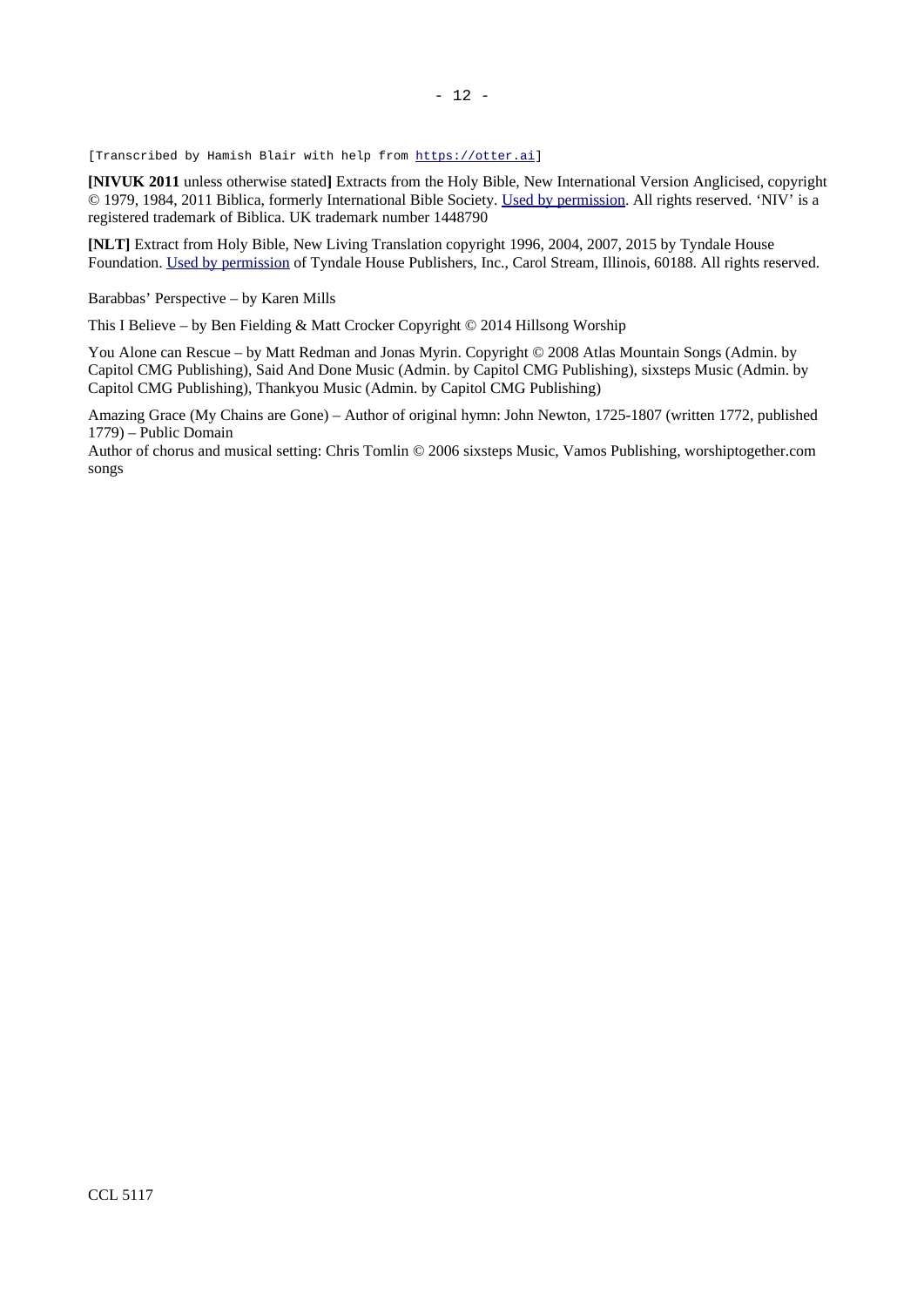[Transcribed by Hamish Blair with help from https://otter.ai]

**[NIVUK 2011** unless otherwise stated**]** Extracts from the Holy Bible, New International Version Anglicised, copyright © 1979, 1984, 2011 Biblica, formerly International Bible Society. Used by permission. All rights reserved. 'NIV' is a registered trademark of Biblica. UK trademark number 1448790

**[NLT]** Extract from Holy Bible, New Living Translation copyright 1996, 2004, 2007, 2015 by Tyndale House Foundation. Used by permission of Tyndale House Publishers, Inc., Carol Stream, Illinois, 60188. All rights reserved.

Barabbas' Perspective – by Karen Mills

This I Believe – by Ben Fielding & Matt Crocker Copyright © 2014 Hillsong Worship

You Alone can Rescue – by Matt Redman and Jonas Myrin. Copyright © 2008 Atlas Mountain Songs (Admin. by Capitol CMG Publishing), Said And Done Music (Admin. by Capitol CMG Publishing), sixsteps Music (Admin. by Capitol CMG Publishing), Thankyou Music (Admin. by Capitol CMG Publishing)

Amazing Grace (My Chains are Gone) – Author of original hymn: John Newton, 1725-1807 (written 1772, published 1779) – Public Domain
Author of chorus and musical setting: Chris Tomlin © 2006 sixsteps Music, Vamos Publishing, worshiptogether.com songs

CCL 5117